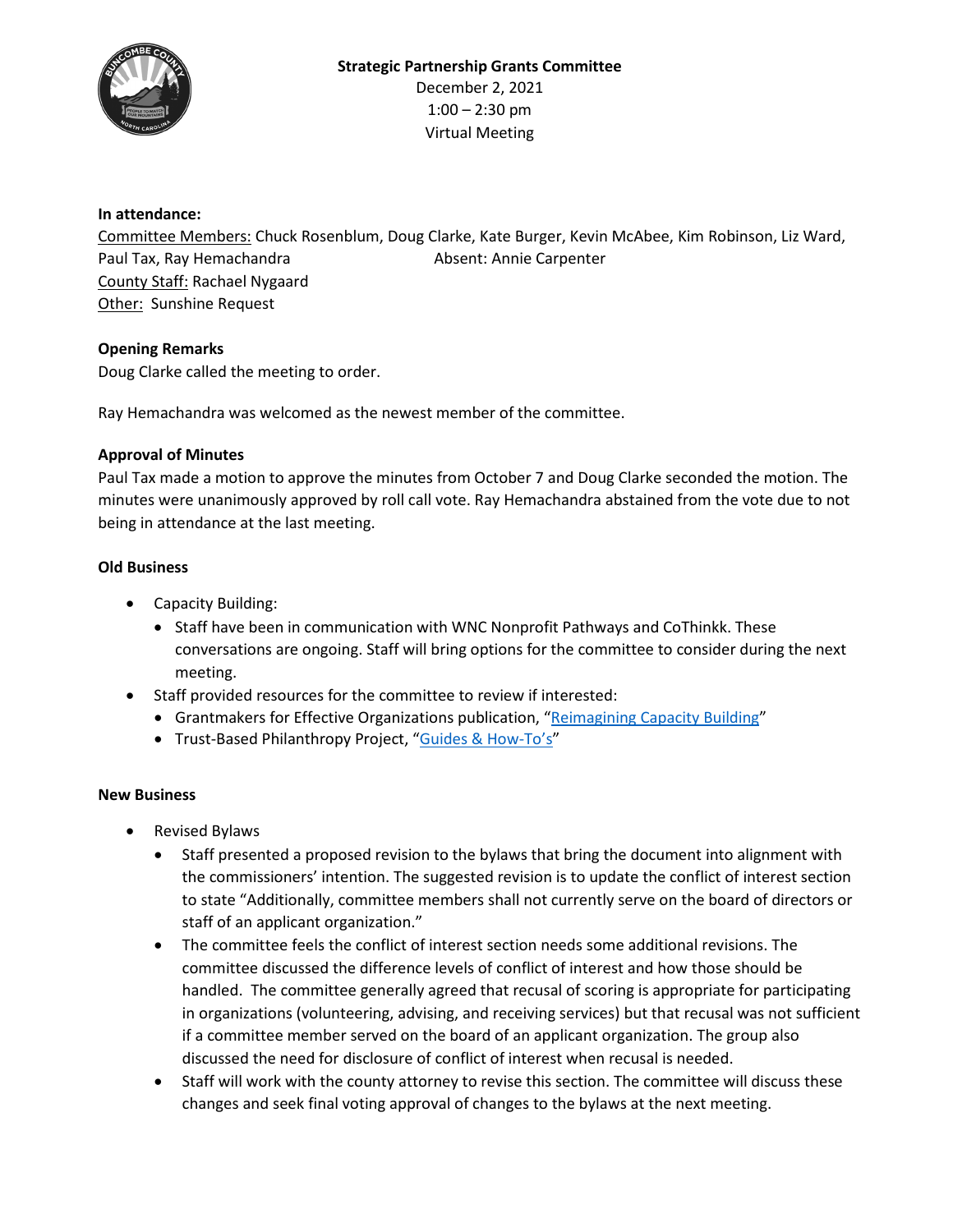**Strategic Partnership Grants Committee**

December 2, 2021

1:00 – 2:30 pm

Virtual Meeting

**In attendance:**

Committee Members: Chuck Rosenblum, Doug Clarke, Kate Burger, Kevin McAbee, Kim Robinson, Liz Ward, Paul Tax, Ray Hemachandra — Absent: Annie Carpenter

County Staff: Rachael Nygaard

Other: Sunshine Request

**Opening Remarks**

Doug Clarke called the meeting to order.

Ray Hemachandra was welcomed as the newest member of the committee.

**Approval of Minutes**

Paul Tax made a motion to approve the minutes from October 7 and Doug Clarke seconded the motion. The minutes were unanimously approved by roll call vote. Ray Hemachandra abstained from the vote due to not being in attendance at the last meeting.

**Old Business**

- Capacity Building:
  - Staff have been in communication with WNC Nonprofit Pathways and CoThinkk. These conversations are ongoing. Staff will bring options for the committee to consider during the next meeting.
- Staff provided resources for the committee to review if interested:
  - Grantmakers for Effective Organizations publication, "Reimagining Capacity Building"
  - Trust-Based Philanthropy Project, "Guides & How-To's"

**New Business**

- Revised Bylaws
  - Staff presented a proposed revision to the bylaws that bring the document into alignment with the commissioners' intention. The suggested revision is to update the conflict of interest section to state "Additionally, committee members shall not currently serve on the board of directors or staff of an applicant organization."
  - The committee feels the conflict of interest section needs some additional revisions. The committee discussed the difference levels of conflict of interest and how those should be handled. The committee generally agreed that recusal of scoring is appropriate for participating in organizations (volunteering, advising, and receiving services) but that recusal was not sufficient if a committee member served on the board of an applicant organization. The group also discussed the need for disclosure of conflict of interest when recusal is needed.
  - Staff will work with the county attorney to revise this section. The committee will discuss these changes and seek final voting approval of changes to the bylaws at the next meeting.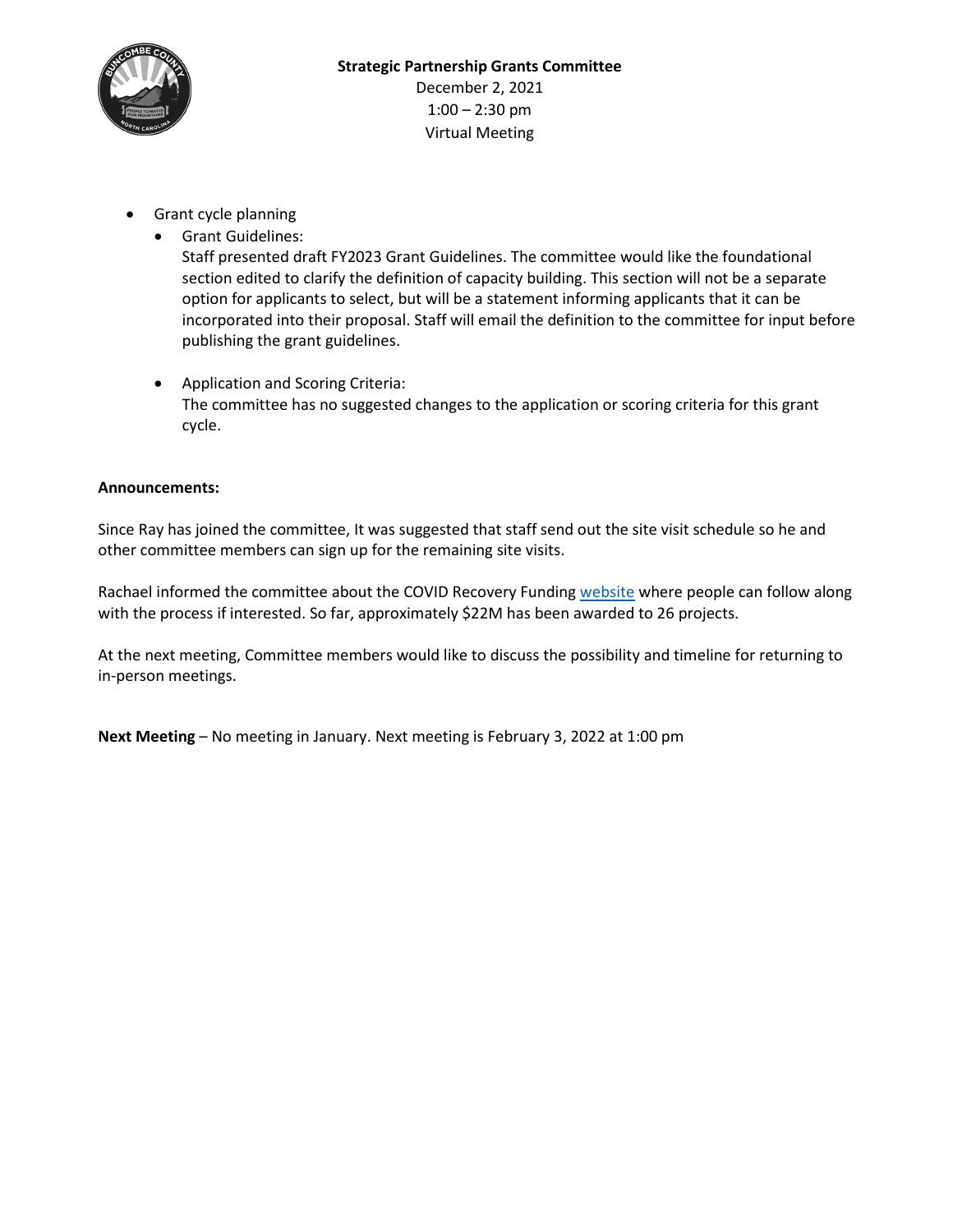**Strategic Partnership Grants Committee**
December 2, 2021
1:00 – 2:30 pm
Virtual Meeting

- Grant cycle planning
  - Grant Guidelines:
    Staff presented draft FY2023 Grant Guidelines. The committee would like the foundational section edited to clarify the definition of capacity building. This section will not be a separate option for applicants to select, but will be a statement informing applicants that it can be incorporated into their proposal. Staff will email the definition to the committee for input before publishing the grant guidelines.

  - Application and Scoring Criteria:
    The committee has no suggested changes to the application or scoring criteria for this grant cycle.

**Announcements:**

Since Ray has joined the committee, It was suggested that staff send out the site visit schedule so he and other committee members can sign up for the remaining site visits.

Rachael informed the committee about the COVID Recovery Funding website where people can follow along with the process if interested. So far, approximately $22M has been awarded to 26 projects.

At the next meeting, Committee members would like to discuss the possibility and timeline for returning to in-person meetings.

**Next Meeting** – No meeting in January. Next meeting is February 3, 2022 at 1:00 pm